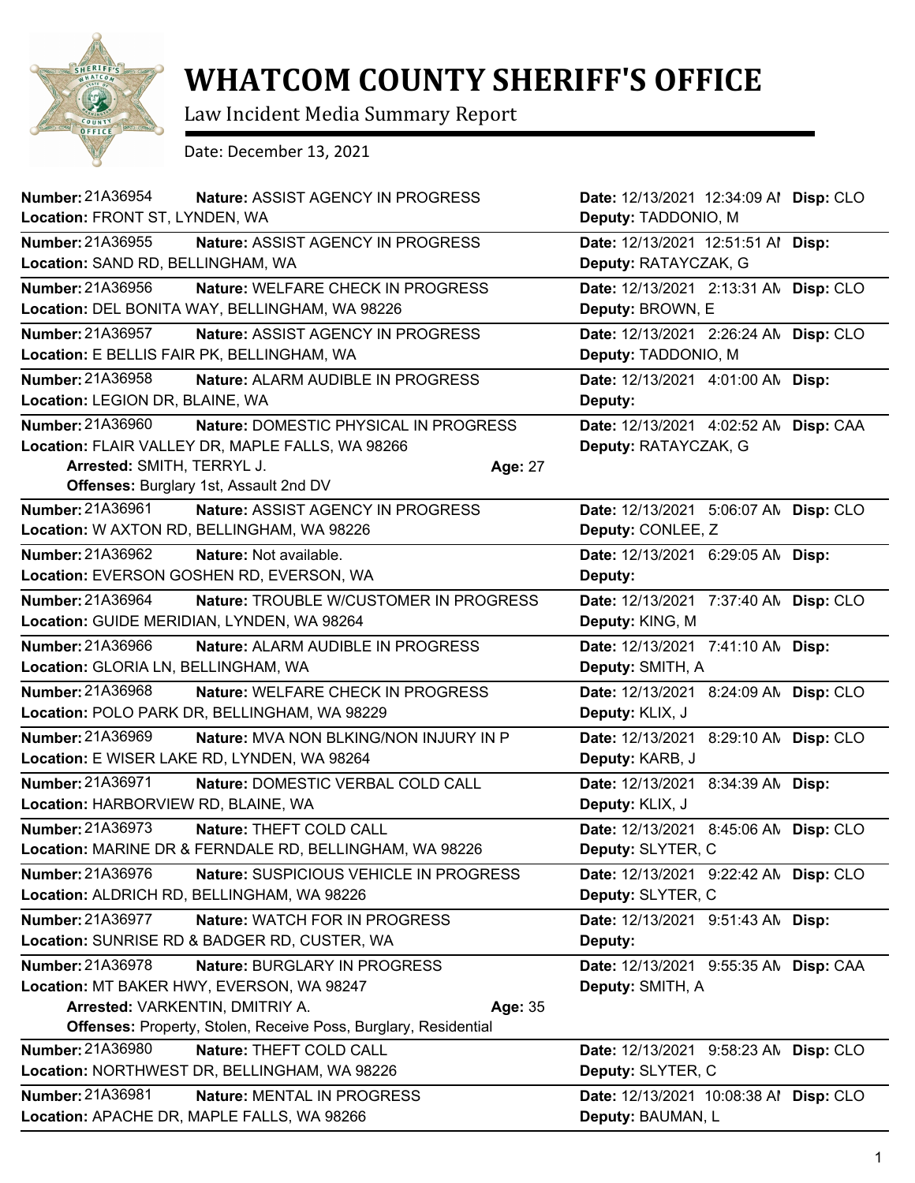# WHATCOM COUNTY SHERIFF'S OFFICE

Law Incident Media Summary Report

Date: December 13, 2021

**Number:** 21A36954 **Nature:** ASSIST AGENCY IN PROGRESS **Date:** 12/13/2021 12:34:09 AM **Disp:** CLO
**Location:** FRONT ST, LYNDEN, WA **Deputy:** TADDONIO, M

---

**Number:** 21A36955 **Nature:** ASSIST AGENCY IN PROGRESS **Date:** 12/13/2021 12:51:51 AM **Disp:**
**Location:** SAND RD, BELLINGHAM, WA **Deputy:** RATAYCZAK, G

---

**Number:** 21A36956 **Nature:** WELFARE CHECK IN PROGRESS **Date:** 12/13/2021 2:13:31 AM **Disp:** CLO
**Location:** DEL BONITA WAY, BELLINGHAM, WA 98226 **Deputy:** BROWN, E

---

**Number:** 21A36957 **Nature:** ASSIST AGENCY IN PROGRESS **Date:** 12/13/2021 2:26:24 AM **Disp:** CLO
**Location:** E BELLIS FAIR PK, BELLINGHAM, WA **Deputy:** TADDONIO, M

---

**Number:** 21A36958 **Nature:** ALARM AUDIBLE IN PROGRESS **Date:** 12/13/2021 4:01:00 AM **Disp:**
**Location:** LEGION DR, BLAINE, WA **Deputy:**

---

**Number:** 21A36960 **Nature:** DOMESTIC PHYSICAL IN PROGRESS **Date:** 12/13/2021 4:02:52 AM **Disp:** CAA
**Location:** FLAIR VALLEY DR, MAPLE FALLS, WA 98266 **Deputy:** RATAYCZAK, G
**Arrested:** SMITH, TERRYL J. **Age:** 27
**Offenses:** Burglary 1st, Assault 2nd DV

---

**Number:** 21A36961 **Nature:** ASSIST AGENCY IN PROGRESS **Date:** 12/13/2021 5:06:07 AM **Disp:** CLO
**Location:** W AXTON RD, BELLINGHAM, WA 98226 **Deputy:** CONLEE, Z

---

**Number:** 21A36962 **Nature:** Not available. **Date:** 12/13/2021 6:29:05 AM **Disp:**
**Location:** EVERSON GOSHEN RD, EVERSON, WA **Deputy:**

---

**Number:** 21A36964 **Nature:** TROUBLE W/CUSTOMER IN PROGRESS **Date:** 12/13/2021 7:37:40 AM **Disp:** CLO
**Location:** GUIDE MERIDIAN, LYNDEN, WA 98264 **Deputy:** KING, M

---

**Number:** 21A36966 **Nature:** ALARM AUDIBLE IN PROGRESS **Date:** 12/13/2021 7:41:10 AM **Disp:**
**Location:** GLORIA LN, BELLINGHAM, WA **Deputy:** SMITH, A

---

**Number:** 21A36968 **Nature:** WELFARE CHECK IN PROGRESS **Date:** 12/13/2021 8:24:09 AM **Disp:** CLO
**Location:** POLO PARK DR, BELLINGHAM, WA 98229 **Deputy:** KLIX, J

---

**Number:** 21A36969 **Nature:** MVA NON BLKING/NON INJURY IN P **Date:** 12/13/2021 8:29:10 AM **Disp:** CLO
**Location:** E WISER LAKE RD, LYNDEN, WA 98264 **Deputy:** KARB, J

---

**Number:** 21A36971 **Nature:** DOMESTIC VERBAL COLD CALL **Date:** 12/13/2021 8:34:39 AM **Disp:**
**Location:** HARBORVIEW RD, BLAINE, WA **Deputy:** KLIX, J

---

**Number:** 21A36973 **Nature:** THEFT COLD CALL **Date:** 12/13/2021 8:45:06 AM **Disp:** CLO
**Location:** MARINE DR & FERNDALE RD, BELLINGHAM, WA 98226 **Deputy:** SLYTER, C

---

**Number:** 21A36976 **Nature:** SUSPICIOUS VEHICLE IN PROGRESS **Date:** 12/13/2021 9:22:42 AM **Disp:** CLO
**Location:** ALDRICH RD, BELLINGHAM, WA 98226 **Deputy:** SLYTER, C

---

**Number:** 21A36977 **Nature:** WATCH FOR IN PROGRESS **Date:** 12/13/2021 9:51:43 AM **Disp:**
**Location:** SUNRISE RD & BADGER RD, CUSTER, WA **Deputy:**

---

**Number:** 21A36978 **Nature:** BURGLARY IN PROGRESS **Date:** 12/13/2021 9:55:35 AM **Disp:** CAA
**Location:** MT BAKER HWY, EVERSON, WA 98247 **Deputy:** SMITH, A
**Arrested:** VARKENTIN, DMITRIY A. **Age:** 35
**Offenses:** Property, Stolen, Receive Poss, Burglary, Residential

---

**Number:** 21A36980 **Nature:** THEFT COLD CALL **Date:** 12/13/2021 9:58:23 AM **Disp:** CLO
**Location:** NORTHWEST DR, BELLINGHAM, WA 98226 **Deputy:** SLYTER, C

---

**Number:** 21A36981 **Nature:** MENTAL IN PROGRESS **Date:** 12/13/2021 10:08:38 AM **Disp:** CLO
**Location:** APACHE DR, MAPLE FALLS, WA 98266 **Deputy:** BAUMAN, L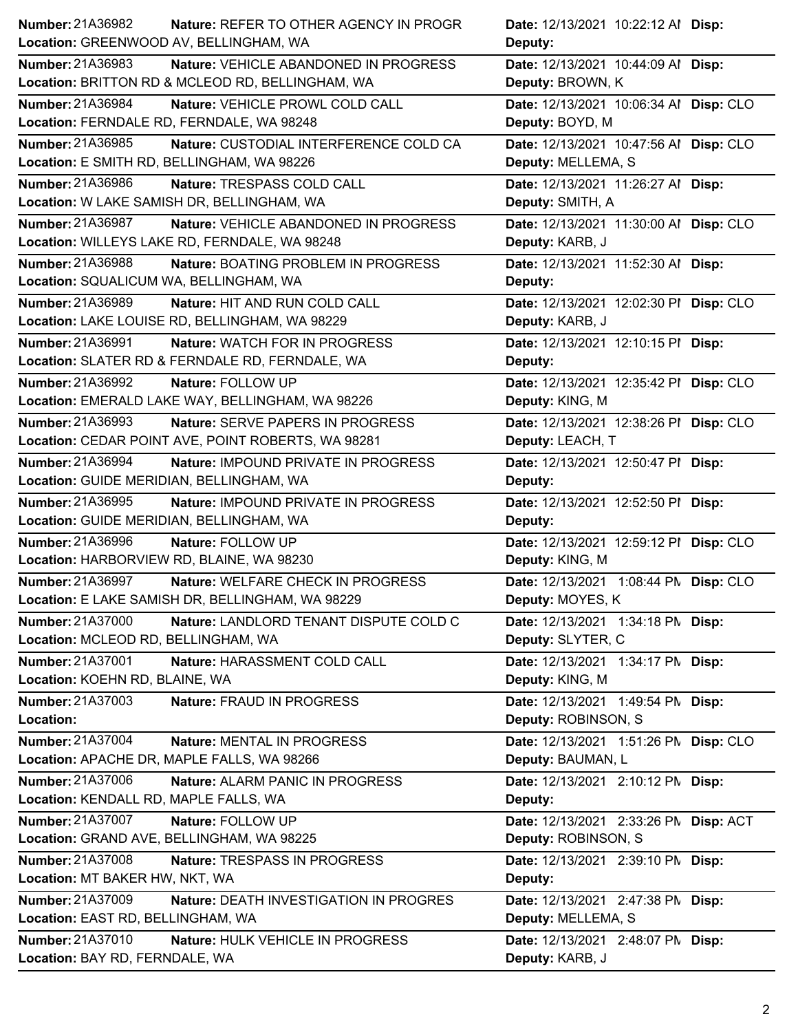| Number | Nature | Date | Disp | Location | Deputy |
|---|---|---|---|---|---|
| 21A36982 | REFER TO OTHER AGENCY IN PROGR | 12/13/2021 10:22:12 AM | | GREENWOOD AV, BELLINGHAM, WA | |
| 21A36983 | VEHICLE ABANDONED IN PROGRESS | 12/13/2021 10:44:09 AM | | BRITTON RD & MCLEOD RD, BELLINGHAM, WA | BROWN, K |
| 21A36984 | VEHICLE PROWL COLD CALL | 12/13/2021 10:06:34 AM | CLO | FERNDALE RD, FERNDALE, WA 98248 | BOYD, M |
| 21A36985 | CUSTODIAL INTERFERENCE COLD CA | 12/13/2021 10:47:56 AM | CLO | E SMITH RD, BELLINGHAM, WA 98226 | MELLEMA, S |
| 21A36986 | TRESPASS COLD CALL | 12/13/2021 11:26:27 AM | | W LAKE SAMISH DR, BELLINGHAM, WA | SMITH, A |
| 21A36987 | VEHICLE ABANDONED IN PROGRESS | 12/13/2021 11:30:00 AM | CLO | WILLEYS LAKE RD, FERNDALE, WA 98248 | KARB, J |
| 21A36988 | BOATING PROBLEM IN PROGRESS | 12/13/2021 11:52:30 AM | | SQUALICUM WA, BELLINGHAM, WA | |
| 21A36989 | HIT AND RUN COLD CALL | 12/13/2021 12:02:30 PM | CLO | LAKE LOUISE RD, BELLINGHAM, WA 98229 | KARB, J |
| 21A36991 | WATCH FOR IN PROGRESS | 12/13/2021 12:10:15 PM | | SLATER RD & FERNDALE RD, FERNDALE, WA | |
| 21A36992 | FOLLOW UP | 12/13/2021 12:35:42 PM | CLO | EMERALD LAKE WAY, BELLINGHAM, WA 98226 | KING, M |
| 21A36993 | SERVE PAPERS IN PROGRESS | 12/13/2021 12:38:26 PM | CLO | CEDAR POINT AVE, POINT ROBERTS, WA 98281 | LEACH, T |
| 21A36994 | IMPOUND PRIVATE IN PROGRESS | 12/13/2021 12:50:47 PM | | GUIDE MERIDIAN, BELLINGHAM, WA | |
| 21A36995 | IMPOUND PRIVATE IN PROGRESS | 12/13/2021 12:52:50 PM | | GUIDE MERIDIAN, BELLINGHAM, WA | |
| 21A36996 | FOLLOW UP | 12/13/2021 12:59:12 PM | CLO | HARBORVIEW RD, BLAINE, WA 98230 | KING, M |
| 21A36997 | WELFARE CHECK IN PROGRESS | 12/13/2021 1:08:44 PM | CLO | E LAKE SAMISH DR, BELLINGHAM, WA 98229 | MOYES, K |
| 21A37000 | LANDLORD TENANT DISPUTE COLD C | 12/13/2021 1:34:18 PM | | MCLEOD RD, BELLINGHAM, WA | SLYTER, C |
| 21A37001 | HARASSMENT COLD CALL | 12/13/2021 1:34:17 PM | | KOEHN RD, BLAINE, WA | KING, M |
| 21A37003 | FRAUD IN PROGRESS | 12/13/2021 1:49:54 PM | | | ROBINSON, S |
| 21A37004 | MENTAL IN PROGRESS | 12/13/2021 1:51:26 PM | CLO | APACHE DR, MAPLE FALLS, WA 98266 | BAUMAN, L |
| 21A37006 | ALARM PANIC IN PROGRESS | 12/13/2021 2:10:12 PM | | KENDALL RD, MAPLE FALLS, WA | |
| 21A37007 | FOLLOW UP | 12/13/2021 2:33:26 PM | ACT | GRAND AVE, BELLINGHAM, WA 98225 | ROBINSON, S |
| 21A37008 | TRESPASS IN PROGRESS | 12/13/2021 2:39:10 PM | | MT BAKER HW, NKT, WA | |
| 21A37009 | DEATH INVESTIGATION IN PROGRES | 12/13/2021 2:47:38 PM | | EAST RD, BELLINGHAM, WA | MELLEMA, S |
| 21A37010 | HULK VEHICLE IN PROGRESS | 12/13/2021 2:48:07 PM | | BAY RD, FERNDALE, WA | KARB, J |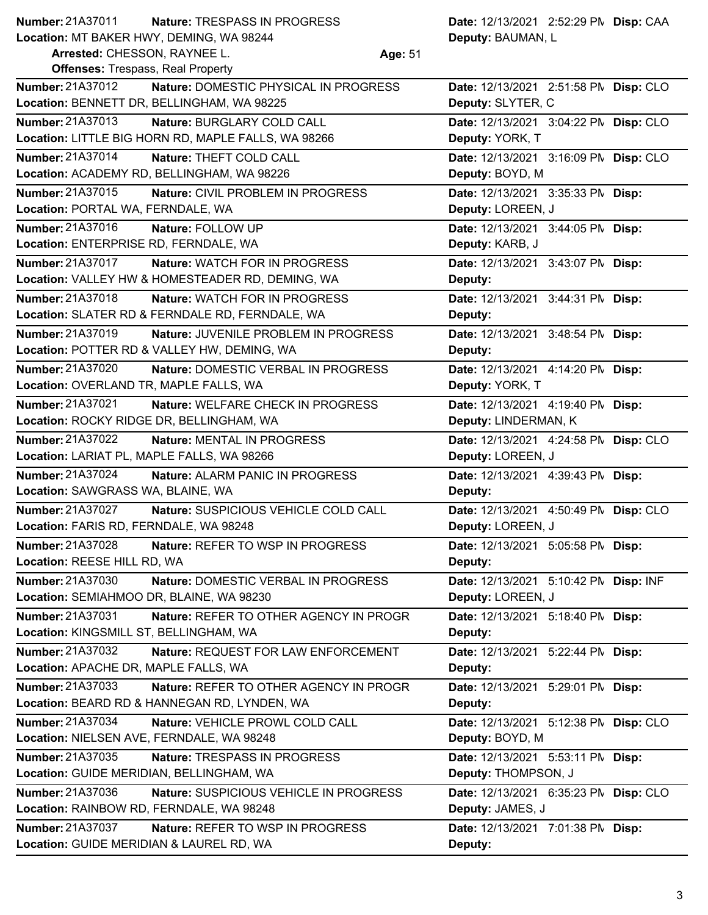**Number:** 21A37011 **Nature:** TRESPASS IN PROGRESS **Date:** 12/13/2021 2:52:29 PM **Disp:** CAA
**Location:** MT BAKER HWY, DEMING, WA 98244 **Deputy:** BAUMAN, L
**Arrested:** CHESSON, RAYNEE L. **Age:** 51
**Offenses:** Trespass, Real Property

---

**Number:** 21A37012 **Nature:** DOMESTIC PHYSICAL IN PROGRESS **Date:** 12/13/2021 2:51:58 PM **Disp:** CLO
**Location:** BENNETT DR, BELLINGHAM, WA 98225 **Deputy:** SLYTER, C

---

**Number:** 21A37013 **Nature:** BURGLARY COLD CALL **Date:** 12/13/2021 3:04:22 PM **Disp:** CLO
**Location:** LITTLE BIG HORN RD, MAPLE FALLS, WA 98266 **Deputy:** YORK, T

---

**Number:** 21A37014 **Nature:** THEFT COLD CALL **Date:** 12/13/2021 3:16:09 PM **Disp:** CLO
**Location:** ACADEMY RD, BELLINGHAM, WA 98226 **Deputy:** BOYD, M

---

**Number:** 21A37015 **Nature:** CIVIL PROBLEM IN PROGRESS **Date:** 12/13/2021 3:35:33 PM **Disp:**
**Location:** PORTAL WA, FERNDALE, WA **Deputy:** LOREEN, J

---

**Number:** 21A37016 **Nature:** FOLLOW UP **Date:** 12/13/2021 3:44:05 PM **Disp:**
**Location:** ENTERPRISE RD, FERNDALE, WA **Deputy:** KARB, J

---

**Number:** 21A37017 **Nature:** WATCH FOR IN PROGRESS **Date:** 12/13/2021 3:43:07 PM **Disp:**
**Location:** VALLEY HW & HOMESTEADER RD, DEMING, WA **Deputy:**

---

**Number:** 21A37018 **Nature:** WATCH FOR IN PROGRESS **Date:** 12/13/2021 3:44:31 PM **Disp:**
**Location:** SLATER RD & FERNDALE RD, FERNDALE, WA **Deputy:**

---

**Number:** 21A37019 **Nature:** JUVENILE PROBLEM IN PROGRESS **Date:** 12/13/2021 3:48:54 PM **Disp:**
**Location:** POTTER RD & VALLEY HW, DEMING, WA **Deputy:**

---

**Number:** 21A37020 **Nature:** DOMESTIC VERBAL IN PROGRESS **Date:** 12/13/2021 4:14:20 PM **Disp:**
**Location:** OVERLAND TR, MAPLE FALLS, WA **Deputy:** YORK, T

---

**Number:** 21A37021 **Nature:** WELFARE CHECK IN PROGRESS **Date:** 12/13/2021 4:19:40 PM **Disp:**
**Location:** ROCKY RIDGE DR, BELLINGHAM, WA **Deputy:** LINDERMAN, K

---

**Number:** 21A37022 **Nature:** MENTAL IN PROGRESS **Date:** 12/13/2021 4:24:58 PM **Disp:** CLO
**Location:** LARIAT PL, MAPLE FALLS, WA 98266 **Deputy:** LOREEN, J

---

**Number:** 21A37024 **Nature:** ALARM PANIC IN PROGRESS **Date:** 12/13/2021 4:39:43 PM **Disp:**
**Location:** SAWGRASS WA, BLAINE, WA **Deputy:**

---

**Number:** 21A37027 **Nature:** SUSPICIOUS VEHICLE COLD CALL **Date:** 12/13/2021 4:50:49 PM **Disp:** CLO
**Location:** FARIS RD, FERNDALE, WA 98248 **Deputy:** LOREEN, J

---

**Number:** 21A37028 **Nature:** REFER TO WSP IN PROGRESS **Date:** 12/13/2021 5:05:58 PM **Disp:**
**Location:** REESE HILL RD, WA **Deputy:**

---

**Number:** 21A37030 **Nature:** DOMESTIC VERBAL IN PROGRESS **Date:** 12/13/2021 5:10:42 PM **Disp:** INF
**Location:** SEMIAHMOO DR, BLAINE, WA 98230 **Deputy:** LOREEN, J

---

**Number:** 21A37031 **Nature:** REFER TO OTHER AGENCY IN PROGR **Date:** 12/13/2021 5:18:40 PM **Disp:**
**Location:** KINGSMILL ST, BELLINGHAM, WA **Deputy:**

---

**Number:** 21A37032 **Nature:** REQUEST FOR LAW ENFORCEMENT **Date:** 12/13/2021 5:22:44 PM **Disp:**
**Location:** APACHE DR, MAPLE FALLS, WA **Deputy:**

---

**Number:** 21A37033 **Nature:** REFER TO OTHER AGENCY IN PROGR **Date:** 12/13/2021 5:29:01 PM **Disp:**
**Location:** BEARD RD & HANNEGAN RD, LYNDEN, WA **Deputy:**

---

**Number:** 21A37034 **Nature:** VEHICLE PROWL COLD CALL **Date:** 12/13/2021 5:12:38 PM **Disp:** CLO
**Location:** NIELSEN AVE, FERNDALE, WA 98248 **Deputy:** BOYD, M

---

**Number:** 21A37035 **Nature:** TRESPASS IN PROGRESS **Date:** 12/13/2021 5:53:11 PM **Disp:**
**Location:** GUIDE MERIDIAN, BELLINGHAM, WA **Deputy:** THOMPSON, J

---

**Number:** 21A37036 **Nature:** SUSPICIOUS VEHICLE IN PROGRESS **Date:** 12/13/2021 6:35:23 PM **Disp:** CLO
**Location:** RAINBOW RD, FERNDALE, WA 98248 **Deputy:** JAMES, J

---

**Number:** 21A37037 **Nature:** REFER TO WSP IN PROGRESS **Date:** 12/13/2021 7:01:38 PM **Disp:**
**Location:** GUIDE MERIDIAN & LAUREL RD, WA **Deputy:**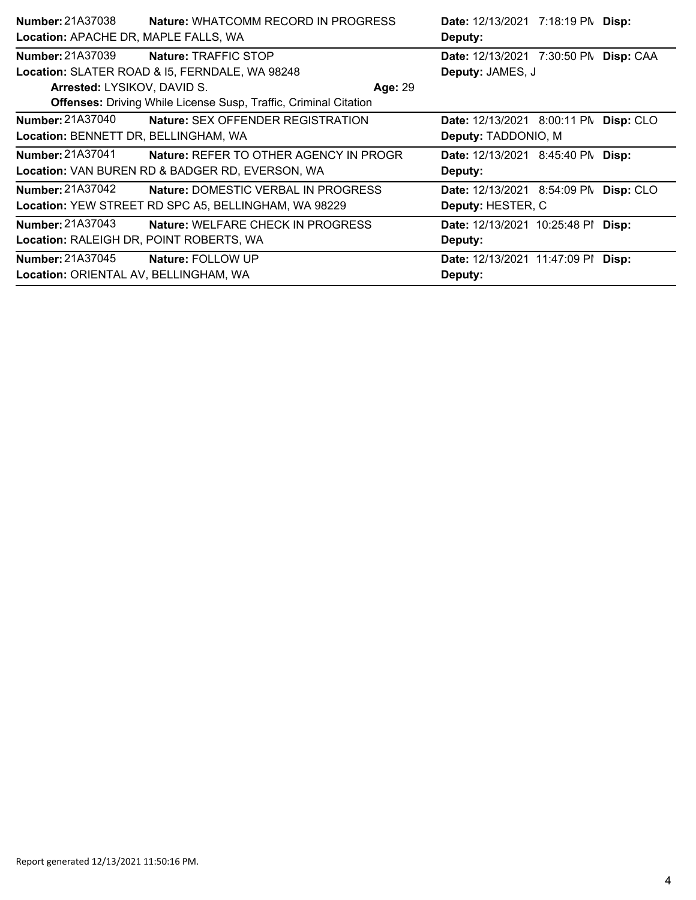**Number:** 21A37038 **Nature:** WHATCOMM RECORD IN PROGRESS **Date:** 12/13/2021 7:18:19 PM **Disp:**
**Location:** APACHE DR, MAPLE FALLS, WA **Deputy:**

---

**Number:** 21A37039 **Nature:** TRAFFIC STOP **Date:** 12/13/2021 7:30:50 PM **Disp:** CAA
**Location:** SLATER ROAD & I5, FERNDALE, WA 98248 **Deputy:** JAMES, J
**Arrested:** LYSIKOV, DAVID S. **Age:** 29
**Offenses:** Driving While License Susp, Traffic, Criminal Citation

---

**Number:** 21A37040 **Nature:** SEX OFFENDER REGISTRATION **Date:** 12/13/2021 8:00:11 PM **Disp:** CLO
**Location:** BENNETT DR, BELLINGHAM, WA **Deputy:** TADDONIO, M

---

**Number:** 21A37041 **Nature:** REFER TO OTHER AGENCY IN PROGR **Date:** 12/13/2021 8:45:40 PM **Disp:**
**Location:** VAN BUREN RD & BADGER RD, EVERSON, WA **Deputy:**

---

**Number:** 21A37042 **Nature:** DOMESTIC VERBAL IN PROGRESS **Date:** 12/13/2021 8:54:09 PM **Disp:** CLO
**Location:** YEW STREET RD SPC A5, BELLINGHAM, WA 98229 **Deputy:** HESTER, C

---

**Number:** 21A37043 **Nature:** WELFARE CHECK IN PROGRESS **Date:** 12/13/2021 10:25:48 PM **Disp:**
**Location:** RALEIGH DR, POINT ROBERTS, WA **Deputy:**

---

**Number:** 21A37045 **Nature:** FOLLOW UP **Date:** 12/13/2021 11:47:09 PM **Disp:**
**Location:** ORIENTAL AV, BELLINGHAM, WA **Deputy:**

---

Report generated 12/13/2021 11:50:16 PM.